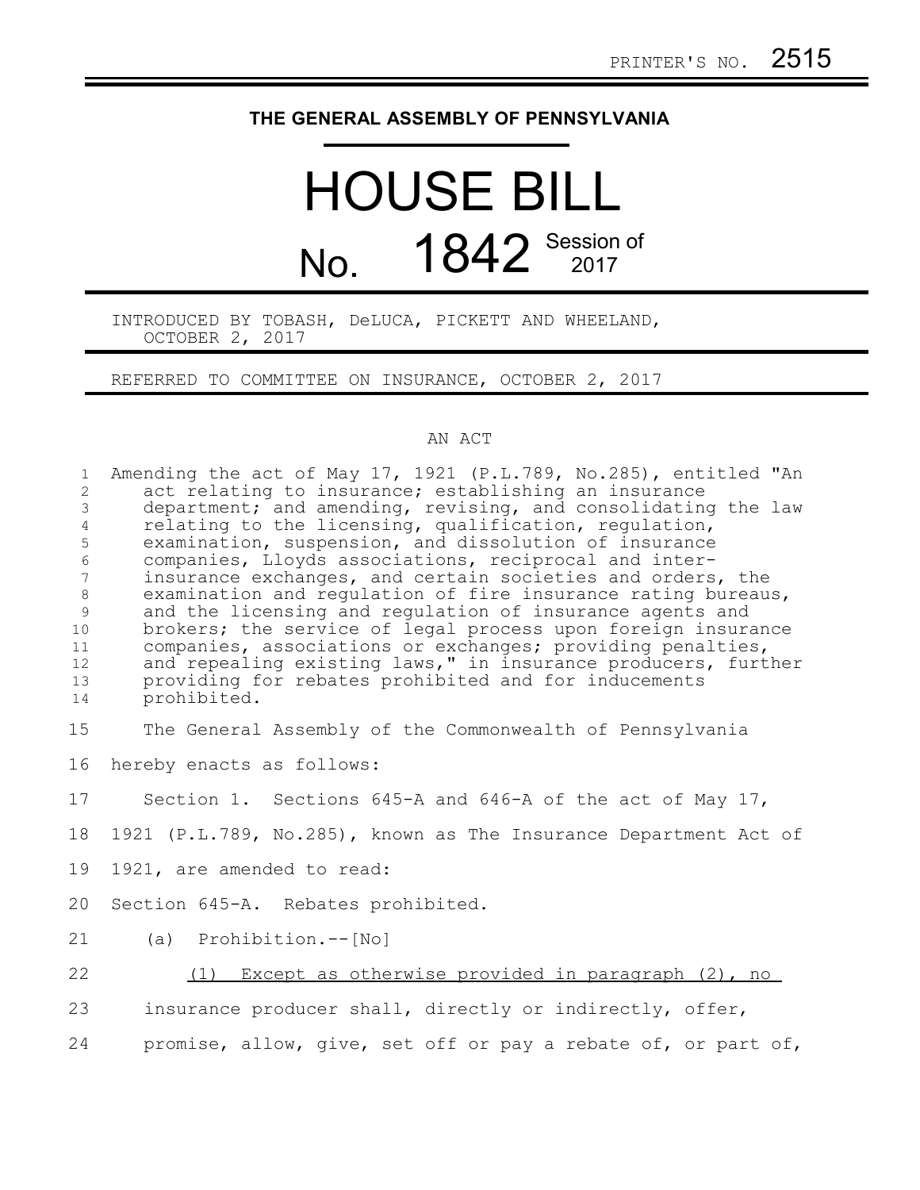PRINTER'S NO. 2515

# THE GENERAL ASSEMBLY OF PENNSYLVANIA

# HOUSE BILL

## No. 1842 Session of 2017

INTRODUCED BY TOBASH, DeLUCA, PICKETT AND WHEELAND, OCTOBER 2, 2017

REFERRED TO COMMITTEE ON INSURANCE, OCTOBER 2, 2017

AN ACT

Amending the act of May 17, 1921 (P.L.789, No.285), entitled "An act relating to insurance; establishing an insurance department; and amending, revising, and consolidating the law relating to the licensing, qualification, regulation, examination, suspension, and dissolution of insurance companies, Lloyds associations, reciprocal and inter-insurance exchanges, and certain societies and orders, the examination and regulation of fire insurance rating bureaus, and the licensing and regulation of insurance agents and brokers; the service of legal process upon foreign insurance companies, associations or exchanges; providing penalties, and repealing existing laws," in insurance producers, further providing for rebates prohibited and for inducements prohibited.

The General Assembly of the Commonwealth of Pennsylvania hereby enacts as follows:

Section 1. Sections 645-A and 646-A of the act of May 17, 1921 (P.L.789, No.285), known as The Insurance Department Act of 1921, are amended to read:

Section 645-A. Rebates prohibited.

(a) Prohibition.--[No]

(1) Except as otherwise provided in paragraph (2), no insurance producer shall, directly or indirectly, offer, promise, allow, give, set off or pay a rebate of, or part of,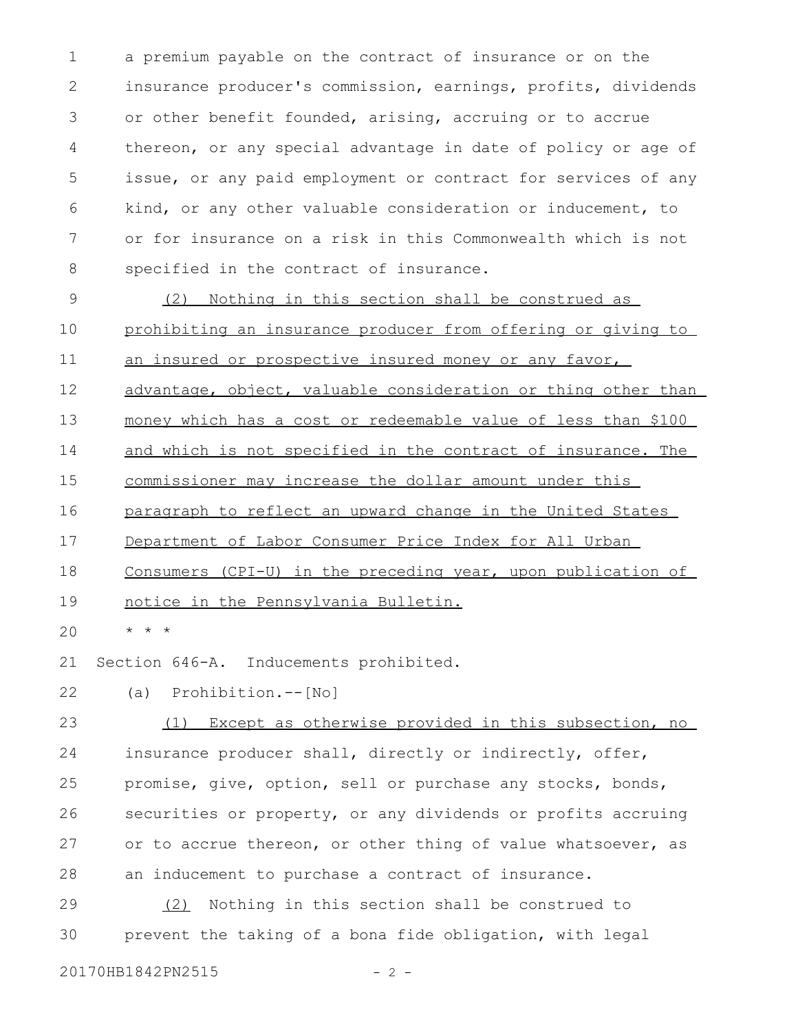a premium payable on the contract of insurance or on the insurance producer's commission, earnings, profits, dividends or other benefit founded, arising, accruing or to accrue thereon, or any special advantage in date of policy or age of issue, or any paid employment or contract for services of any kind, or any other valuable consideration or inducement, to or for insurance on a risk in this Commonwealth which is not specified in the contract of insurance.

(2) Nothing in this section shall be construed as prohibiting an insurance producer from offering or giving to an insured or prospective insured money or any favor, advantage, object, valuable consideration or thing other than money which has a cost or redeemable value of less than $100 and which is not specified in the contract of insurance. The commissioner may increase the dollar amount under this paragraph to reflect an upward change in the United States Department of Labor Consumer Price Index for All Urban Consumers (CPI-U) in the preceding year, upon publication of notice in the Pennsylvania Bulletin.

\* \* \*

Section 646-A. Inducements prohibited.

(a) Prohibition.--[No]

(1) Except as otherwise provided in this subsection, no insurance producer shall, directly or indirectly, offer, promise, give, option, sell or purchase any stocks, bonds, securities or property, or any dividends or profits accruing or to accrue thereon, or other thing of value whatsoever, as an inducement to purchase a contract of insurance.

(2) Nothing in this section shall be construed to prevent the taking of a bona fide obligation, with legal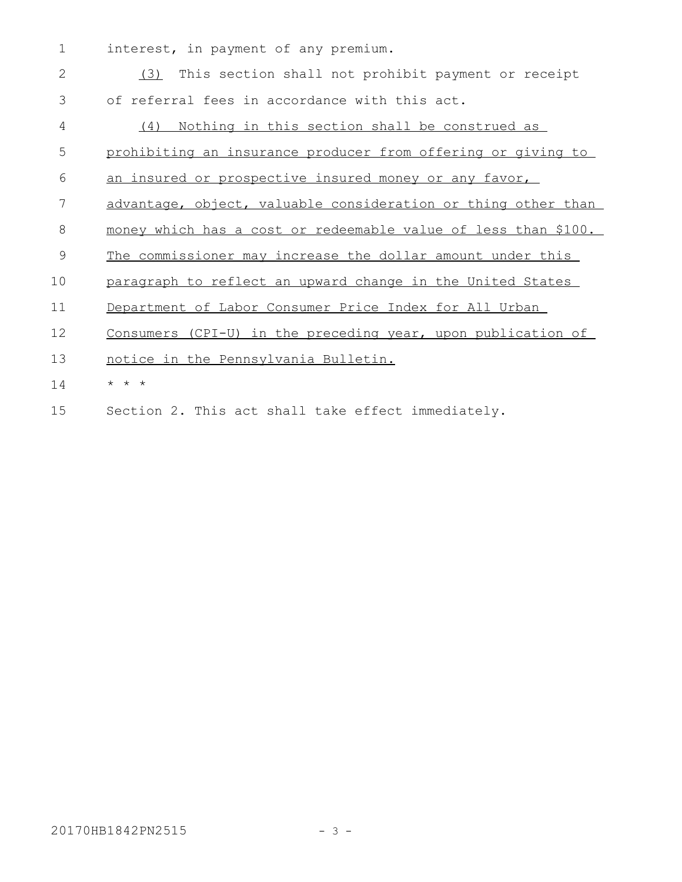interest, in payment of any premium.

(3) This section shall not prohibit payment or receipt of referral fees in accordance with this act.

(4) Nothing in this section shall be construed as prohibiting an insurance producer from offering or giving to an insured or prospective insured money or any favor, advantage, object, valuable consideration or thing other than money which has a cost or redeemable value of less than $100. The commissioner may increase the dollar amount under this paragraph to reflect an upward change in the United States Department of Labor Consumer Price Index for All Urban Consumers (CPI-U) in the preceding year, upon publication of notice in the Pennsylvania Bulletin.

* * *

Section 2. This act shall take effect immediately.